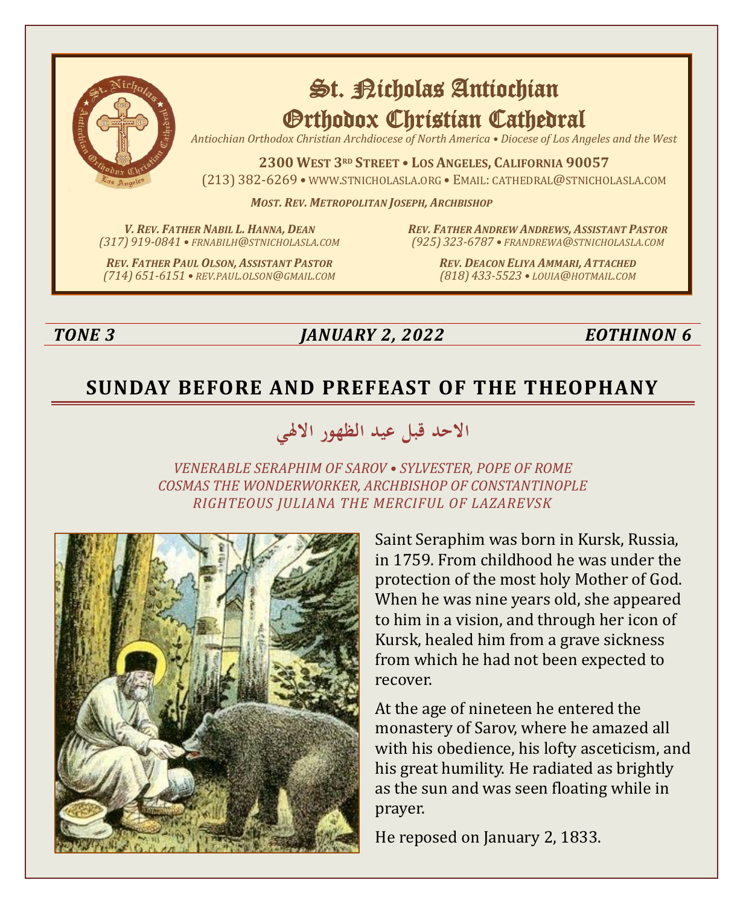# St. Nicholas Antiochian Orthodox Christian Cathedral

*Antiochian Orthodox Christian Archdiocese of North America • Diocese of Los Angeles and the West*

**2300 West 3rd Street • Los Angeles, California 90057**
(213) 382-6269 • www.stnicholasla.org • Email: cathedral@stnicholasla.com

***Most. Rev. Metropolitan Joseph, Archbishop***

*V. Rev. Father Nabil L. Hanna, Dean*
*(317) 919-0841 • frnabilh@stnicholasla.com*

*Rev. Father Andrew Andrews, Assistant Pastor*
*(925) 323-6787 • frandrewa@stnicholasla.com*

*Rev. Father Paul Olson, Assistant Pastor*
*(714) 651-6151 • rev.paul.olson@gmail.com*

*Rev. Deacon Eliya Ammari, Attached*
*(818) 433-5523 • louia@hotmail.com*

***TONE 3*** ***JANUARY 2, 2022*** ***EOTHINON 6***

## SUNDAY BEFORE AND PREFEAST OF THE THEOPHANY

## الاحد قبل عيد الظهور الالهي

*VENERABLE SERAPHIM OF SAROV • SYLVESTER, POPE OF ROME*
*COSMAS THE WONDERWORKER, ARCHBISHOP OF CONSTANTINOPLE*
*RIGHTEOUS JULIANA THE MERCIFUL OF LAZAREVSK*

Saint Seraphim was born in Kursk, Russia, in 1759. From childhood he was under the protection of the most holy Mother of God. When he was nine years old, she appeared to him in a vision, and through her icon of Kursk, healed him from a grave sickness from which he had not been expected to recover.

At the age of nineteen he entered the monastery of Sarov, where he amazed all with his obedience, his lofty asceticism, and his great humility. He radiated as brightly as the sun and was seen floating while in prayer.

He reposed on January 2, 1833.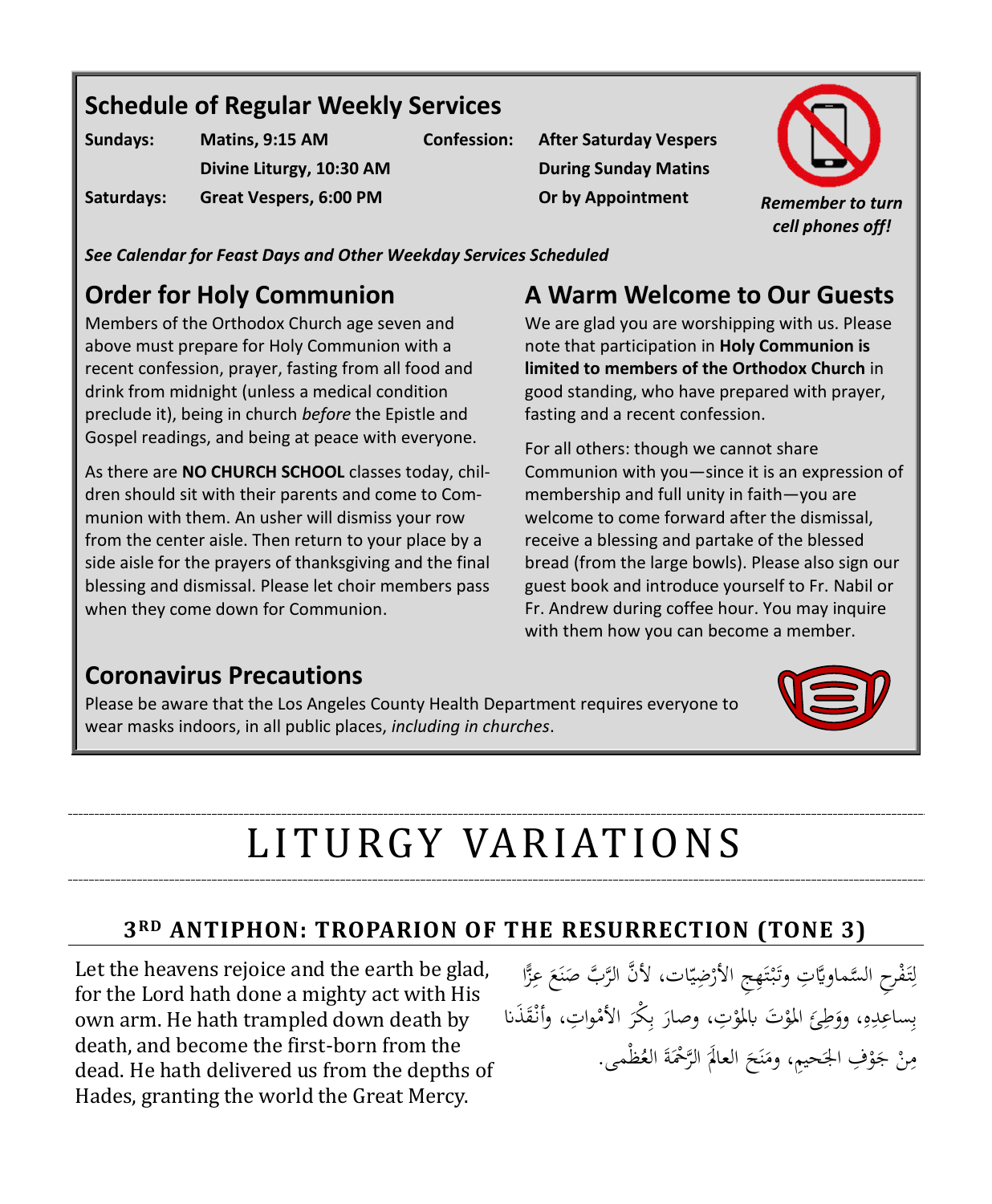## Schedule of Regular Weekly Services

| | | | |
|---|---|---|---|
| **Sundays:** | **Matins, 9:15 AM** | **Confession:** | **After Saturday Vespers** |
| | **Divine Liturgy, 10:30 AM** | | **During Sunday Matins** |
| **Saturdays:** | **Great Vespers, 6:00 PM** | | **Or by Appointment** |

***Remember to turn cell phones off!***

***See Calendar for Feast Days and Other Weekday Services Scheduled***

## Order for Holy Communion

Members of the Orthodox Church age seven and above must prepare for Holy Communion with a recent confession, prayer, fasting from all food and drink from midnight (unless a medical condition preclude it), being in church *before* the Epistle and Gospel readings, and being at peace with everyone.

As there are **NO CHURCH SCHOOL** classes today, children should sit with their parents and come to Communion with them. An usher will dismiss your row from the center aisle. Then return to your place by a side aisle for the prayers of thanksgiving and the final blessing and dismissal. Please let choir members pass when they come down for Communion.

## A Warm Welcome to Our Guests

We are glad you are worshipping with us. Please note that participation in **Holy Communion is limited to members of the Orthodox Church** in good standing, who have prepared with prayer, fasting and a recent confession.

For all others: though we cannot share Communion with you—since it is an expression of membership and full unity in faith—you are welcome to come forward after the dismissal, receive a blessing and partake of the blessed bread (from the large bowls). Please also sign our guest book and introduce yourself to Fr. Nabil or Fr. Andrew during coffee hour. You may inquire with them how you can become a member.

## Coronavirus Precautions

Please be aware that the Los Angeles County Health Department requires everyone to wear masks indoors, in all public places, *including in churches*.

# LITURGY VARIATIONS

### 3RD ANTIPHON: TROPARION OF THE RESURRECTION (TONE 3)

Let the heavens rejoice and the earth be glad, for the Lord hath done a mighty act with His own arm. He hath trampled down death by death, and become the first-born from the dead. He hath delivered us from the depths of Hades, granting the world the Great Mercy.

لِتَفْرحِ السَّماويَّاتِ وتَبْتَهِجِ الأَرْضِيّات، لأنَّ الرَّبَّ صَنَعَ عِزًّا بِساعِدِهِ، ووَطِئَ المَوْتَ بالمَوْتِ، وصارَ بِكْرَ الأَمْواتِ، وأَنْقَذَنا مِنْ جَوْفِ الجَحيمِ، ومَنَحَ العالَمَ الرَّحْمَةَ العُظْمى.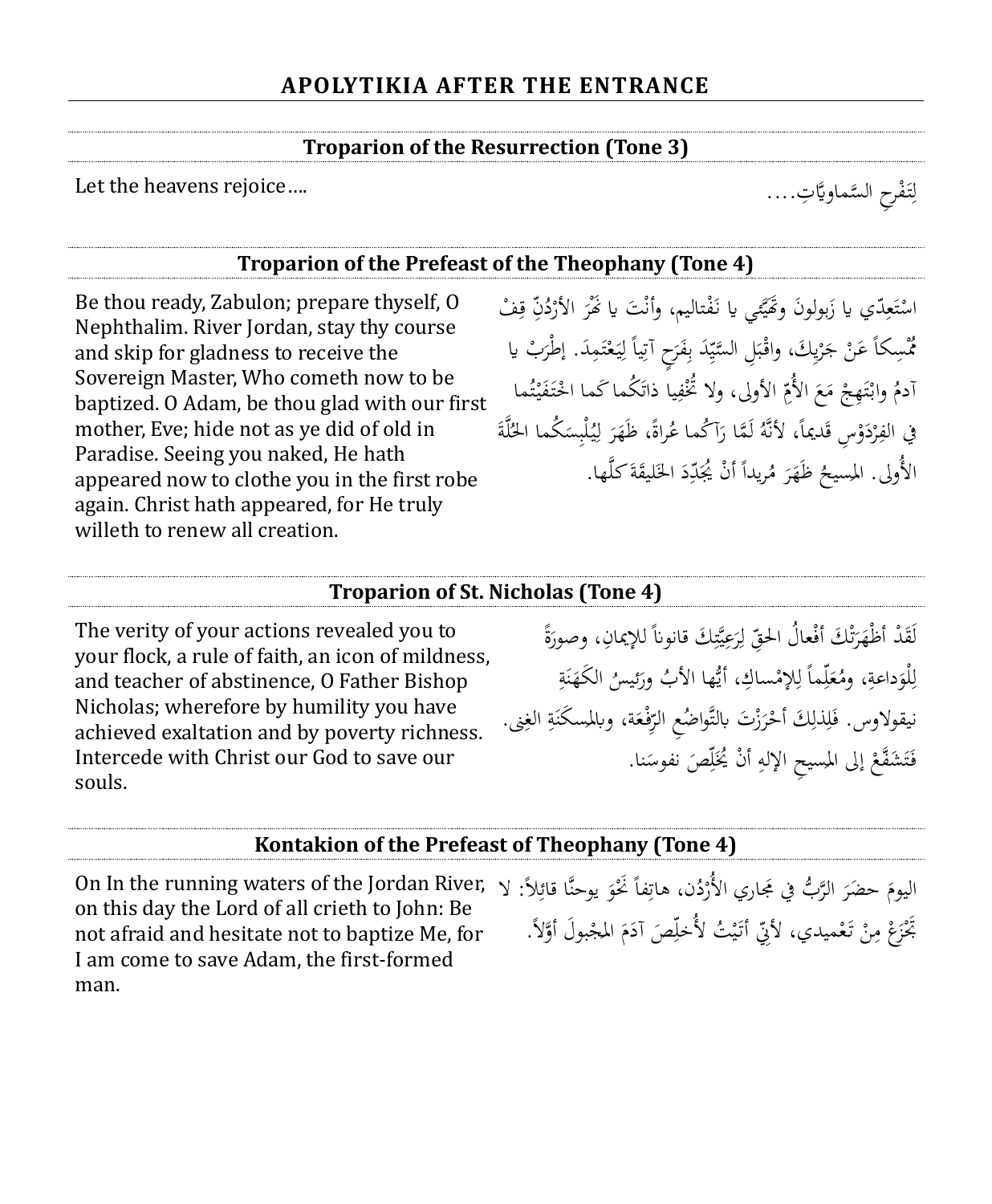## APOLYTIKIA AFTER THE ENTRANCE

### Troparion of the Resurrection (Tone 3)

Let the heavens rejoice….

لِتَفْرَحِ السَّماويَّاتِ….

### Troparion of the Prefeast of the Theophany (Tone 4)

Be thou ready, Zabulon; prepare thyself, O Nephthalim. River Jordan, stay thy course and skip for gladness to receive the Sovereign Master, Who cometh now to be baptized. O Adam, be thou glad with our first mother, Eve; hide not as ye did of old in Paradise. Seeing you naked, He hath appeared now to clothe you in the first robe again. Christ hath appeared, for He truly willeth to renew all creation.

اسْتَعِدّي يا زَبولونَ وتَهَيَّئي يا نَفْتاليم، وأنْتَ يا نَهْرَ الأرْدُنِّ قِفْ مُمْسِكاً عَنْ جَرْيِكَ، واقْبَلِ السَّيِّدَ بِفَرَحٍ آتِياً لِيَعْتَمِدَ. إطْرَبْ يا آدمُ وابْتَهِجْ مَعَ الأُمِّ الأولى، ولا تُخْفِيا ذاتَكُما كَما اخْتَفَيْتُما في الفِرْدَوْسِ قَديماً، لأنَّهُ لَمَّا رَآكُما عُراةً، ظَهَرَ لِيُلْبِسَكُما الحُلَّةَ الأُولى. المَسيحُ ظَهَرَ مُريداً أنْ يُجَدِّدَ الخَليقَةَ كلَّها.

### Troparion of St. Nicholas (Tone 4)

The verity of your actions revealed you to your flock, a rule of faith, an icon of mildness, and teacher of abstinence, O Father Bishop Nicholas; wherefore by humility you have achieved exaltation and by poverty richness. Intercede with Christ our God to save our souls.

لَقَدْ أظْهَرَتْكَ أفْعالُ الحقِّ لِرَعِيَّتِكَ قانوناً للإيمانِ، وصورَةً لِلْوَداعةِ، ومُعَلِّماً لِلإمْساكِ، أيُّها الأبُ ورَئيسُ الكَهَنَةِ نيقولاوس. فَلِذلِكَ أحْرَزْتَ بالتَّواضُعِ الرِّفْعَة، وبالمسكَنَةِ الغِنى. فَتَشَفَّعْ إلى المَسيحِ الإلهِ أنْ يُخَلِّصَ نفوسَنا.

### Kontakion of the Prefeast of Theophany (Tone 4)

On In the running waters of the Jordan River, on this day the Lord of all crieth to John: Be not afraid and hesitate not to baptize Me, for I am come to save Adam, the first-formed man.

اليومَ حضَرَ الرَّبُّ في مَجاري الأُرْدُن، هاتِفاً نَحْوَ يوحنَّا قائِلاً: لا تَجْزَعْ مِنْ تَعْميدي، لأنِّي أتَيْتُ لأُخلِّصَ آدَمَ المجْبولَ أوَّلاً.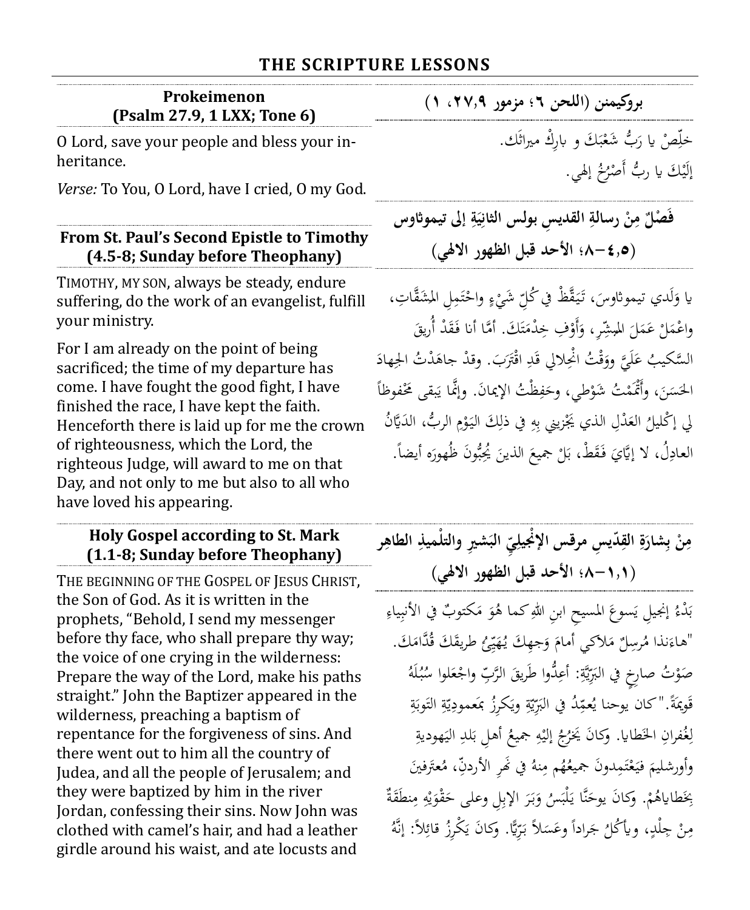## THE SCRIPTURE LESSONS

### Prokeimenon (Psalm 27.9, 1 LXX; Tone 6)

O Lord, save your people and bless your inheritance.

*Verse:* To You, O Lord, have I cried, O my God.

### بروكيمنن (اللحن ٦؛ مزمور ٢٧،٩، ١)

خلِّصْ يا رَبُّ شَعْبَكَ و بارِكْ ميراثَك.

إلَيْكَ يا ربُّ أَصْرُخُ إلهي.

### From St. Paul's Second Epistle to Timothy (4.5-8; Sunday before Theophany)

TIMOTHY, MY SON, always be steady, endure suffering, do the work of an evangelist, fulfill your ministry.

For I am already on the point of being sacrificed; the time of my departure has come. I have fought the good fight, I have finished the race, I have kept the faith. Henceforth there is laid up for me the crown of righteousness, which the Lord, the righteous Judge, will award to me on that Day, and not only to me but also to all who have loved his appearing.

### فَصْلٌ مِنْ رسالةِ القديسِ بولس الثانِيَةِ إلى تيموثاوس (٤،٥–٨؛ الأحد قبل الظهور الالهي)

يا وَلَدي تيموثاوسَ، تَيَقَّظْ في كُلِّ شَيْءٍ واحْتَمِلِ المشَقَّاتِ، واعْمَلْ عَمَلَ المبشِّرِ، وَأَوْفِ خِدْمَتَكَ. أمَّا أنا فَقَدْ أُريقَ السَّكيبُ عَلَيَّ ووَقْتُ انْحِلالي قَدِ اقْتَرَبَ. وقدْ جاهَدْتُ الجِهادَ الحَسَنَ، وأَتْمَمْتُ شَوْطي، وحَفِظْتُ الإيمانَ. وإنَّما يَبقى مَحْفوظاً لي إكْليلُ العَدْلِ الذي يَجْزيني بِهِ في ذلِكَ اليَوْمِ الربُّ، الدَيَّانُ العادِلُ، لا إيَّايَ فَقَطْ، بَلْ جميعَ الذينَ يُحِبُّونَ ظُهورَه أيضاً.

### Holy Gospel according to St. Mark (1.1-8; Sunday before Theophany)

THE BEGINNING OF THE GOSPEL OF JESUS CHRIST, the Son of God. As it is written in the prophets, "Behold, I send my messenger before thy face, who shall prepare thy way; the voice of one crying in the wilderness: Prepare the way of the Lord, make his paths straight." John the Baptizer appeared in the wilderness, preaching a baptism of repentance for the forgiveness of sins. And there went out to him all the country of Judea, and all the people of Jerusalem; and they were baptized by him in the river Jordan, confessing their sins. Now John was clothed with camel's hair, and had a leather girdle around his waist, and ate locusts and

### مِنْ بِشارَةِ القِدّيسِ مرقس الإنْجيليِّ البَشيرِ والتلْميذِ الطاهِر (١،١–٨؛ الأحد قبل الظهور الالهي)

بَدْءُ إنجيلِ يَسوعَ المسيحِ ابنِ اللهِ كما هُوَ مَكتوبٌ في الأنبياءِ "هاءَنذا مُرسِلٌ مَلاكي أمامَ وَجهِكَ يُهَيِّئُ طريقَكَ قُدَّامَكَ. صَوْتُ صارِخٍ في البَرِّيَّةِ: أعِدُّوا طَريقَ الرَّبِّ واجْعَلوا سُبُلَهُ قَويمَةً." كان يوحنا يُعمِّدُ في البَرِّيَّةِ ويَكرِزُ بمَعموديّةِ التَوبَةِ لِغُفرانِ الخَطايا. وكانَ يَخرُجُ إليْهِ جميعُ أهلِ بَلدِ اليَهوديةِ وأورشليمَ فيَعْتَمِدونَ جميعُهُم مِنهُ في نَهرِ الأردنِّ، مُعترِفينَ بِخَطاياهُمْ. وكانَ يوحَنَّا يَلْبَسُ وَبَرَ الإبِلِ وعلى حَقْوَيْهِ مِنطَقَةٌ مِنْ جِلْدٍ، ويأكُلُ جَراداً وعَسَلاً بَرِّيًّا. وكانَ يَكْرِزُ قائِلاً: إنَّهُ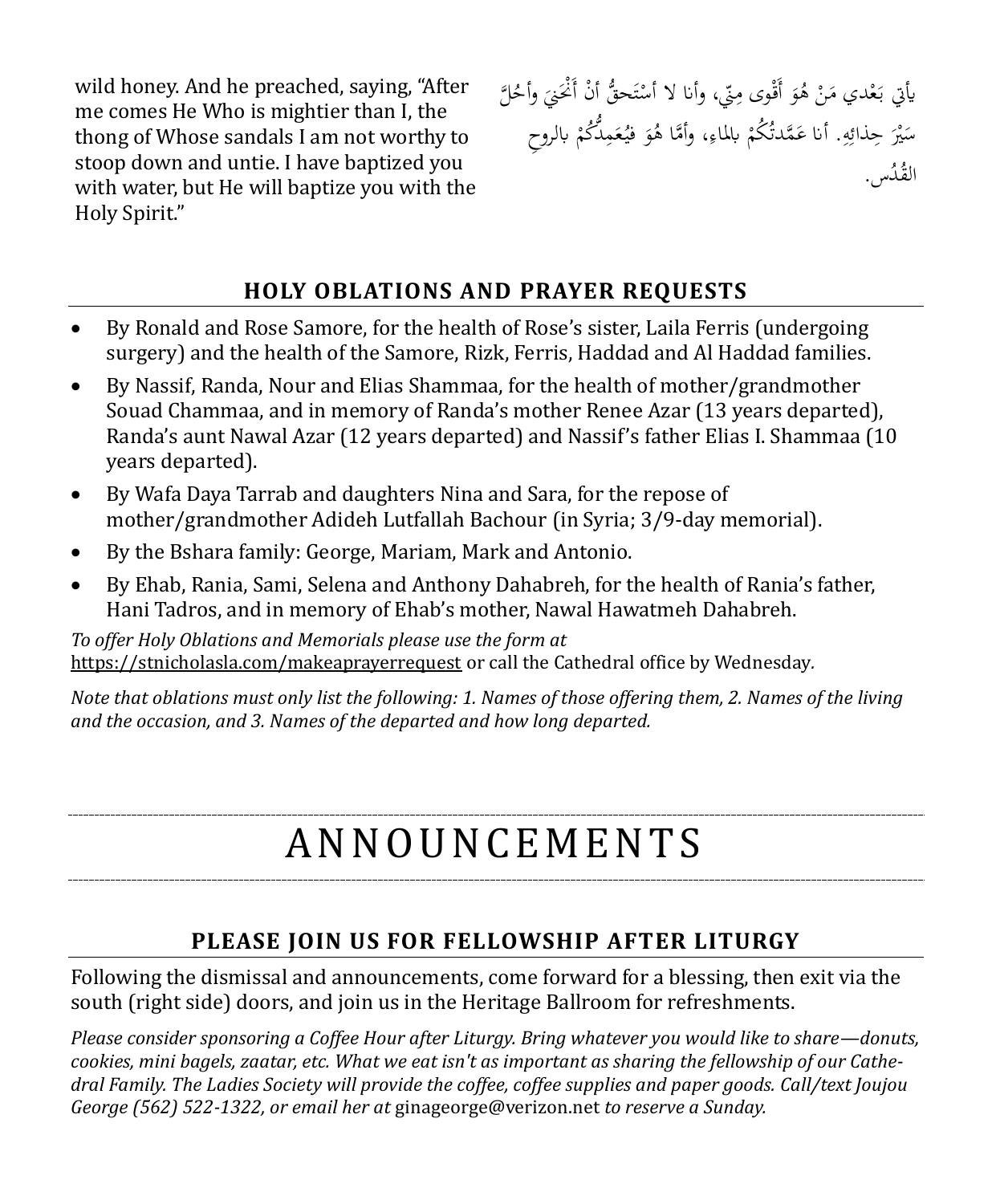wild honey. And he preached, saying, "After me comes He Who is mightier than I, the thong of Whose sandals I am not worthy to stoop down and untie. I have baptized you with water, but He will baptize you with the Holy Spirit."

يأتي بَعْدي مَنْ هُوَ أَقْوى مِنّي، وأنا لا أَسْتَحِقُّ أَنْ أَنْحَنِيَ وأَحُلَّ سَيْرَ حِذائِهِ. أنا عَمَّدتُكُمْ بالماءِ، وأمَّا هُوَ فيُعَمِّدُكُمْ بالروحِ القُدُس.

## HOLY OBLATIONS AND PRAYER REQUESTS

- By Ronald and Rose Samore, for the health of Rose's sister, Laila Ferris (undergoing surgery) and the health of the Samore, Rizk, Ferris, Haddad and Al Haddad families.
- By Nassif, Randa, Nour and Elias Shammaa, for the health of mother/grandmother Souad Chammaa, and in memory of Randa's mother Renee Azar (13 years departed), Randa's aunt Nawal Azar (12 years departed) and Nassif's father Elias I. Shammaa (10 years departed).
- By Wafa Daya Tarrab and daughters Nina and Sara, for the repose of mother/grandmother Adideh Lutfallah Bachour (in Syria; 3/9-day memorial).
- By the Bshara family: George, Mariam, Mark and Antonio.
- By Ehab, Rania, Sami, Selena and Anthony Dahabreh, for the health of Rania's father, Hani Tadros, and in memory of Ehab's mother, Nawal Hawatmeh Dahabreh.

*To offer Holy Oblations and Memorials please use the form at* https://stnicholasla.com/makeaprayerrequest or call the Cathedral office by Wednesday.

*Note that oblations must only list the following: 1. Names of those offering them, 2. Names of the living and the occasion, and 3. Names of the departed and how long departed.*

# ANNOUNCEMENTS

## PLEASE JOIN US FOR FELLOWSHIP AFTER LITURGY

Following the dismissal and announcements, come forward for a blessing, then exit via the south (right side) doors, and join us in the Heritage Ballroom for refreshments.

*Please consider sponsoring a Coffee Hour after Liturgy. Bring whatever you would like to share—donuts, cookies, mini bagels, zaatar, etc. What we eat isn't as important as sharing the fellowship of our Cathedral Family. The Ladies Society will provide the coffee, coffee supplies and paper goods. Call/text Joujou George (562) 522-1322, or email her at* ginageorge@verizon.net *to reserve a Sunday.*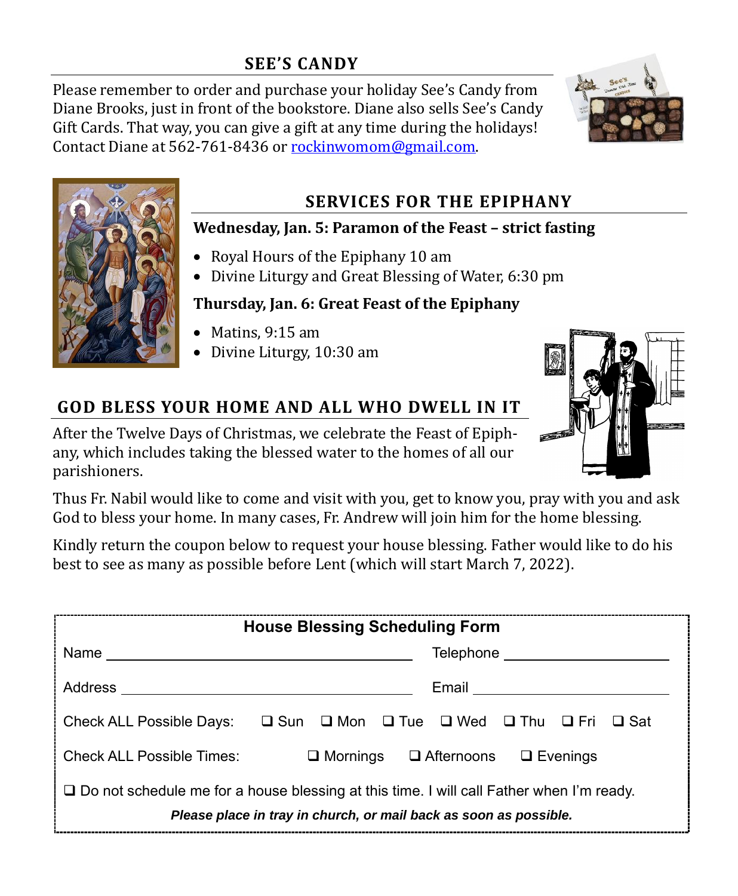## SEE'S CANDY

Please remember to order and purchase your holiday See's Candy from Diane Brooks, just in front of the bookstore. Diane also sells See's Candy Gift Cards. That way, you can give a gift at any time during the holidays! Contact Diane at 562-761-8436 or rockinwomom@gmail.com.

## SERVICES FOR THE EPIPHANY

**Wednesday, Jan. 5: Paramon of the Feast – strict fasting**

- Royal Hours of the Epiphany 10 am
- Divine Liturgy and Great Blessing of Water, 6:30 pm

**Thursday, Jan. 6: Great Feast of the Epiphany**

- Matins, 9:15 am
- Divine Liturgy, 10:30 am

## GOD BLESS YOUR HOME AND ALL WHO DWELL IN IT

After the Twelve Days of Christmas, we celebrate the Feast of Epiphany, which includes taking the blessed water to the homes of all our parishioners.

Thus Fr. Nabil would like to come and visit with you, get to know you, pray with you and ask God to bless your home. In many cases, Fr. Andrew will join him for the home blessing.

Kindly return the coupon below to request your house blessing. Father would like to do his best to see as many as possible before Lent (which will start March 7, 2022).

---

**House Blessing Scheduling Form**

Name ______________________________ Telephone ____________________

Address ____________________________ Email ________________________

Check ALL Possible Days: ❑ Sun ❑ Mon ❑ Tue ❑ Wed ❑ Thu ❑ Fri ❑ Sat

Check ALL Possible Times: ❑ Mornings ❑ Afternoons ❑ Evenings

❑ Do not schedule me for a house blessing at this time. I will call Father when I'm ready.

***Please place in tray in church, or mail back as soon as possible.***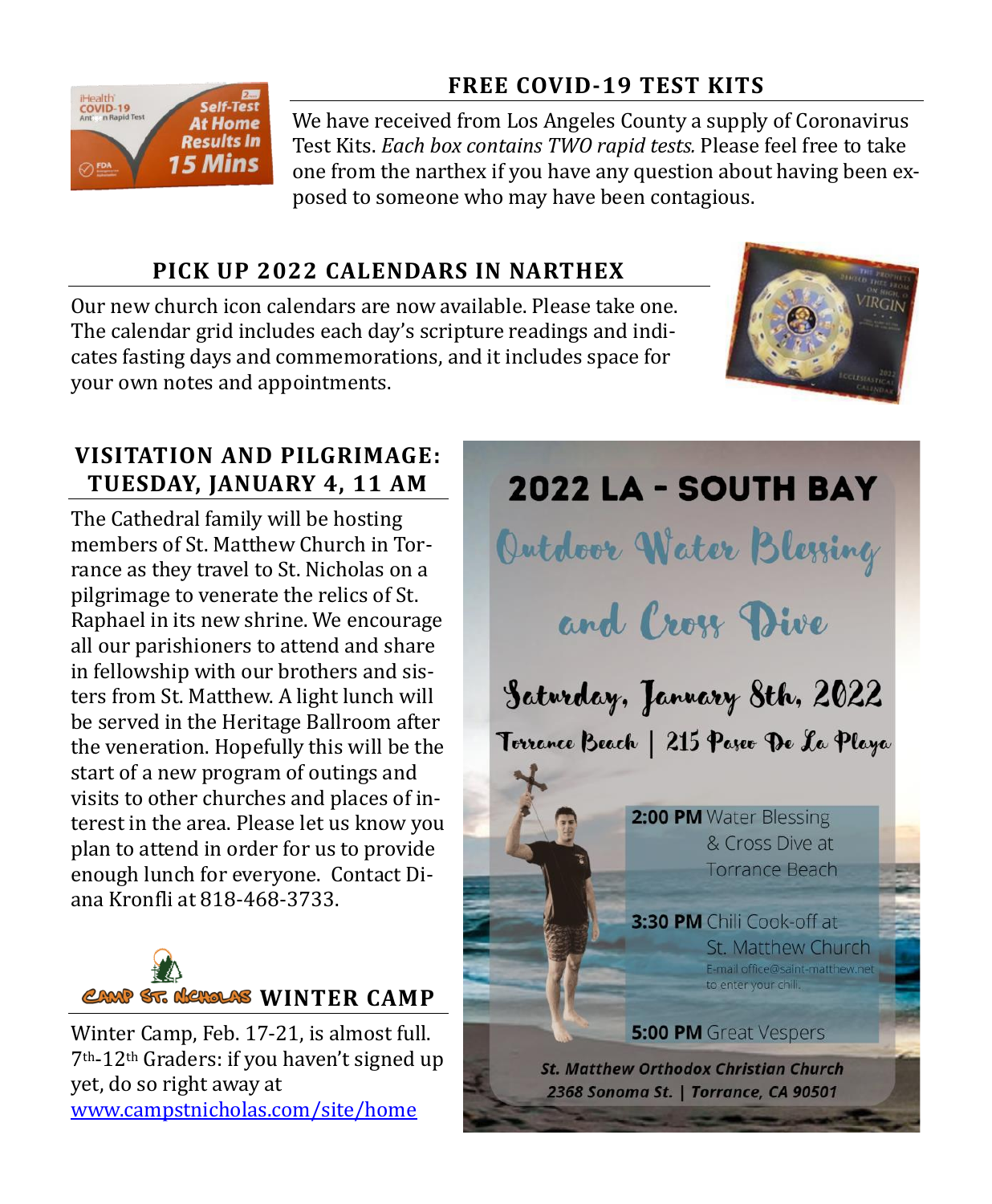## FREE COVID-19 TEST KITS

We have received from Los Angeles County a supply of Coronavirus Test Kits. *Each box contains TWO rapid tests.* Please feel free to take one from the narthex if you have any question about having been exposed to someone who may have been contagious.

## PICK UP 2022 CALENDARS IN NARTHEX

Our new church icon calendars are now available. Please take one. The calendar grid includes each day's scripture readings and indicates fasting days and commemorations, and it includes space for your own notes and appointments.

## VISITATION AND PILGRIMAGE: TUESDAY, JANUARY 4, 11 AM

The Cathedral family will be hosting members of St. Matthew Church in Torrance as they travel to St. Nicholas on a pilgrimage to venerate the relics of St. Raphael in its new shrine. We encourage all our parishioners to attend and share in fellowship with our brothers and sisters from St. Matthew. A light lunch will be served in the Heritage Ballroom after the veneration. Hopefully this will be the start of a new program of outings and visits to other churches and places of interest in the area. Please let us know you plan to attend in order for us to provide enough lunch for everyone. Contact Diana Kronfli at 818-468-3733.

## CAMP ST. NICHOLAS WINTER CAMP

Winter Camp, Feb. 17-21, is almost full. 7th-12th Graders: if you haven't signed up yet, do so right away at [www.campstnicholas.com/site/home](www.campstnicholas.com/site/home)

## 2022 LA - SOUTH BAY

### Outdoor Water Blessing and Cross Dive

**Saturday, January 8th, 2022**

Torrance Beach | 215 Paseo De La Playa

**2:00 PM** Water Blessing & Cross Dive at Torrance Beach

**3:30 PM** Chili Cook-off at St. Matthew Church
E-mail office@saint-matthew.net to enter your chili.

**5:00 PM** Great Vespers

***St. Matthew Orthodox Christian Church***
***2368 Sonoma St. | Torrance, CA 90501***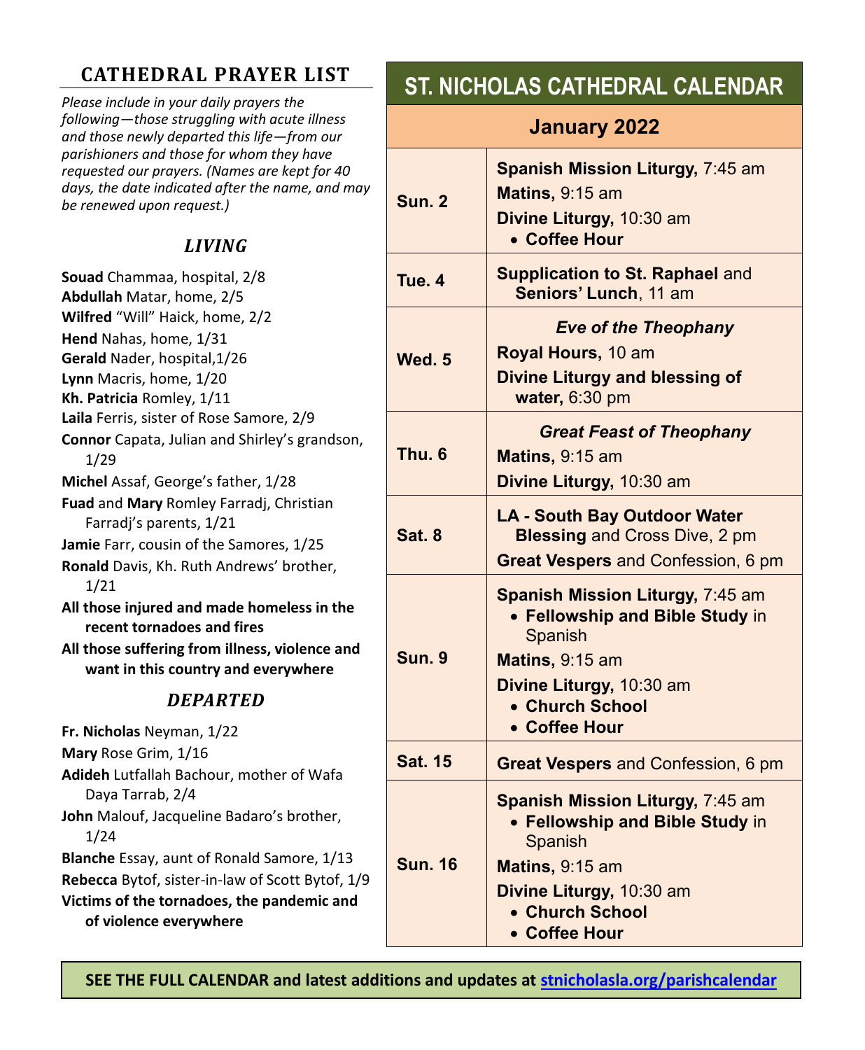## CATHEDRAL PRAYER LIST

*Please include in your daily prayers the following—those struggling with acute illness and those newly departed this life—from our parishioners and those for whom they have requested our prayers. (Names are kept for 40 days, the date indicated after the name, and may be renewed upon request.)*

### *LIVING*

**Souad** Chammaa, hospital, 2/8
**Abdullah** Matar, home, 2/5
**Wilfred** "Will" Haick, home, 2/2
**Hend** Nahas, home, 1/31
**Gerald** Nader, hospital,1/26
**Lynn** Macris, home, 1/20
**Kh. Patricia** Romley, 1/11
**Laila** Ferris, sister of Rose Samore, 2/9
**Connor** Capata, Julian and Shirley's grandson, 1/29
**Michel** Assaf, George's father, 1/28
**Fuad** and **Mary** Romley Farradj, Christian Farradj's parents, 1/21
**Jamie** Farr, cousin of the Samores, 1/25
**Ronald** Davis, Kh. Ruth Andrews' brother, 1/21
**All those injured and made homeless in the recent tornadoes and fires**
**All those suffering from illness, violence and want in this country and everywhere**

### *DEPARTED*

**Fr. Nicholas** Neyman, 1/22
**Mary** Rose Grim, 1/16
**Adideh** Lutfallah Bachour, mother of Wafa Daya Tarrab, 2/4
**John** Malouf, Jacqueline Badaro's brother, 1/24
**Blanche** Essay, aunt of Ronald Samore, 1/13
**Rebecca** Bytof, sister-in-law of Scott Bytof, 1/9
**Victims of the tornadoes, the pandemic and of violence everywhere**

## ST. NICHOLAS CATHEDRAL CALENDAR

### January 2022

| | |
|---|---|
| **Sun. 2** | **Spanish Mission Liturgy,** 7:45 am<br>**Matins,** 9:15 am<br>**Divine Liturgy,** 10:30 am<br>• **Coffee Hour** |
| **Tue. 4** | **Supplication to St. Raphael** and **Seniors' Lunch**, 11 am |
| **Wed. 5** | ***Eve of the Theophany***<br>**Royal Hours,** 10 am<br>**Divine Liturgy and blessing of water,** 6:30 pm |
| **Thu. 6** | ***Great Feast of Theophany***<br>**Matins,** 9:15 am<br>**Divine Liturgy,** 10:30 am |
| **Sat. 8** | **LA - South Bay Outdoor Water Blessing** and Cross Dive, 2 pm<br>**Great Vespers** and Confession, 6 pm |
| **Sun. 9** | **Spanish Mission Liturgy,** 7:45 am<br>• **Fellowship and Bible Study** in Spanish<br>**Matins,** 9:15 am<br>**Divine Liturgy,** 10:30 am<br>• **Church School**<br>• **Coffee Hour** |
| **Sat. 15** | **Great Vespers** and Confession, 6 pm |
| **Sun. 16** | **Spanish Mission Liturgy,** 7:45 am<br>• **Fellowship and Bible Study** in Spanish<br>**Matins,** 9:15 am<br>**Divine Liturgy,** 10:30 am<br>• **Church School**<br>• **Coffee Hour** |

**SEE THE FULL CALENDAR and latest additions and updates at stnicholasla.org/parishcalendar**